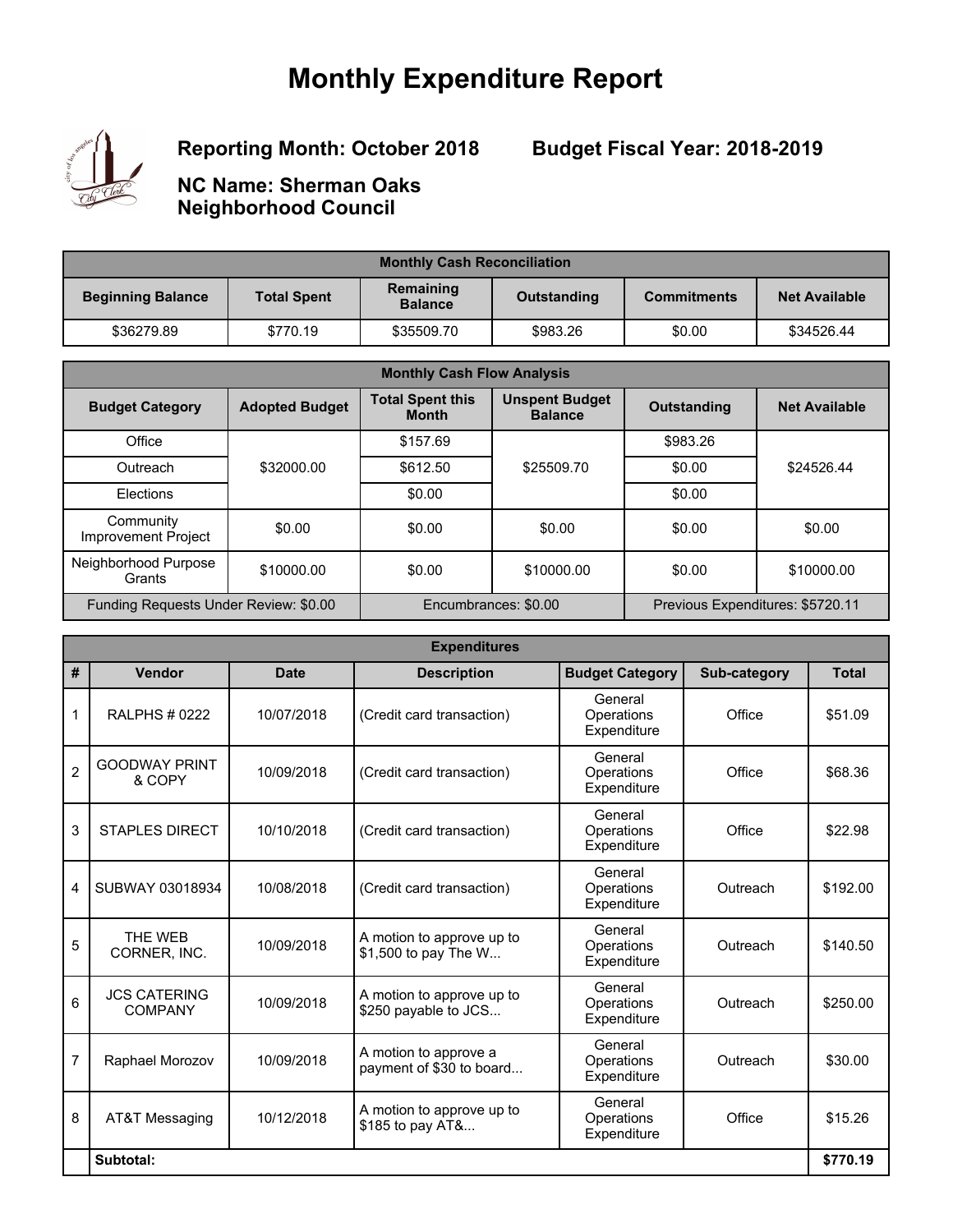# Monthly Expenditure Report

**Reporting Month: October 2018**

**Budget Fiscal Year: 2018-2019**

**NC Name: Sherman Oaks Neighborhood Council**

| Monthly Cash Reconciliation | | | | | |
|---|---|---|---|---|---|
| **Beginning Balance** | **Total Spent** | **Remaining Balance** | **Outstanding** | **Commitments** | **Net Available** |
| $36279.89 | $770.19 | $35509.70 | $983.26 | $0.00 | $34526.44 |

| Monthly Cash Flow Analysis | | | | | |
|---|---|---|---|---|---|
| **Budget Category** | **Adopted Budget** | **Total Spent this Month** | **Unspent Budget Balance** | **Outstanding** | **Net Available** |
| Office | $32000.00 | $157.69 | $25509.70 | $983.26 | $24526.44 |
| Outreach | | $612.50 | | $0.00 | |
| Elections | | $0.00 | | $0.00 | |
| Community Improvement Project | $0.00 | $0.00 | $0.00 | $0.00 | $0.00 |
| Neighborhood Purpose Grants | $10000.00 | $0.00 | $10000.00 | $0.00 | $10000.00 |
| Funding Requests Under Review: $0.00 | | Encumbrances: $0.00 | | Previous Expenditures: $5720.11 | |

| Expenditures | | | | | | |
|---|---|---|---|---|---|---|
| **#** | **Vendor** | **Date** | **Description** | **Budget Category** | **Sub-category** | **Total** |
| 1 | RALPHS # 0222 | 10/07/2018 | (Credit card transaction) | General Operations Expenditure | Office | $51.09 |
| 2 | GOODWAY PRINT & COPY | 10/09/2018 | (Credit card transaction) | General Operations Expenditure | Office | $68.36 |
| 3 | STAPLES DIRECT | 10/10/2018 | (Credit card transaction) | General Operations Expenditure | Office | $22.98 |
| 4 | SUBWAY 03018934 | 10/08/2018 | (Credit card transaction) | General Operations Expenditure | Outreach | $192.00 |
| 5 | THE WEB CORNER, INC. | 10/09/2018 | A motion to approve up to $1,500 to pay The W... | General Operations Expenditure | Outreach | $140.50 |
| 6 | JCS CATERING COMPANY | 10/09/2018 | A motion to approve up to $250 payable to JCS... | General Operations Expenditure | Outreach | $250.00 |
| 7 | Raphael Morozov | 10/09/2018 | A motion to approve a payment of $30 to board... | General Operations Expenditure | Outreach | $30.00 |
| 8 | AT&T Messaging | 10/12/2018 | A motion to approve up to $185 to pay AT&... | General Operations Expenditure | Office | $15.26 |
| | **Subtotal:** | | | | | **$770.19** |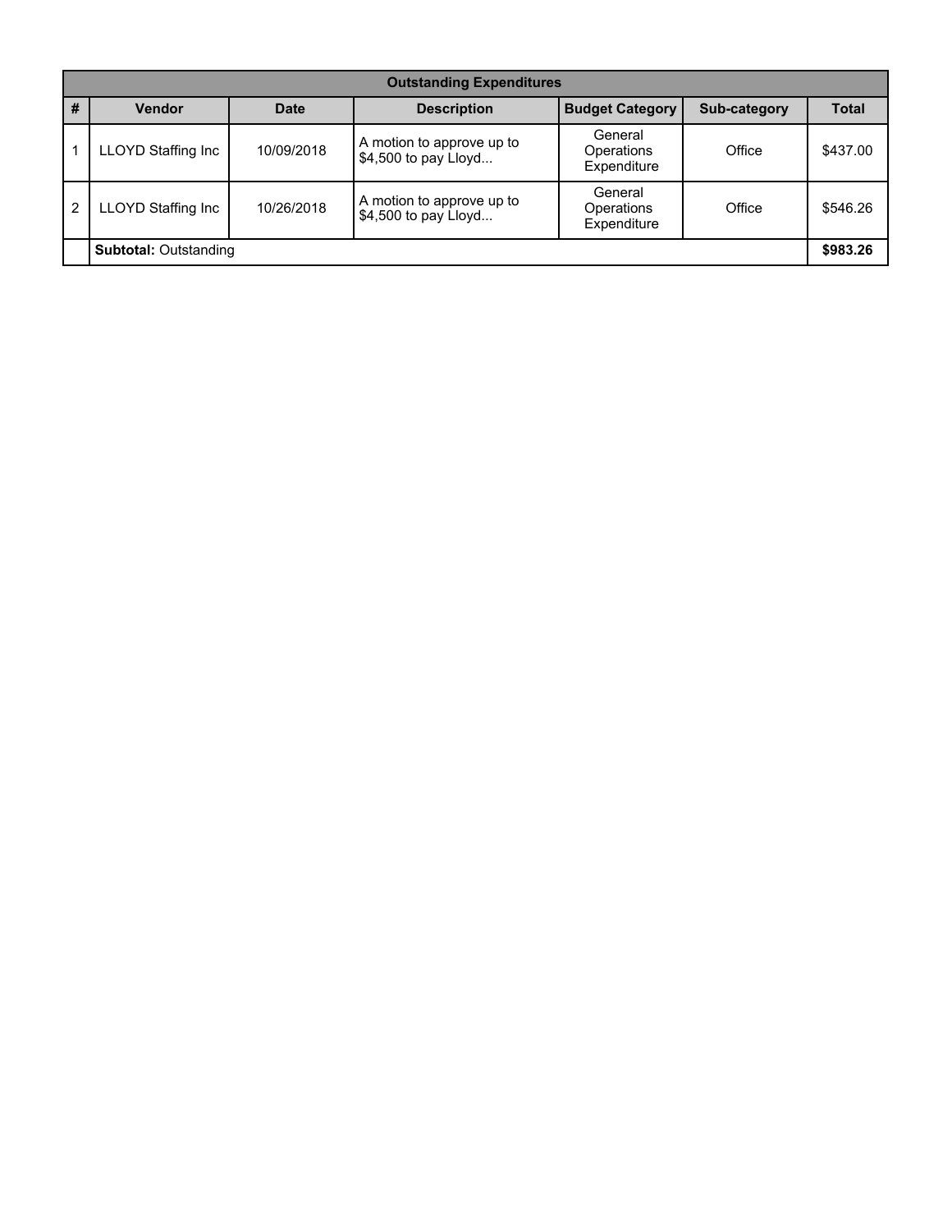| Outstanding Expenditures | | | | | | |
|---|---|---|---|---|---|---|
| # | Vendor | Date | Description | Budget Category | Sub-category | Total |
| 1 | LLOYD Staffing Inc | 10/09/2018 | A motion to approve up to $4,500 to pay Lloyd... | General Operations Expenditure | Office | $437.00 |
| 2 | LLOYD Staffing Inc | 10/26/2018 | A motion to approve up to $4,500 to pay Lloyd... | General Operations Expenditure | Office | $546.26 |
| | **Subtotal:** Outstanding | | | | | **$983.26** |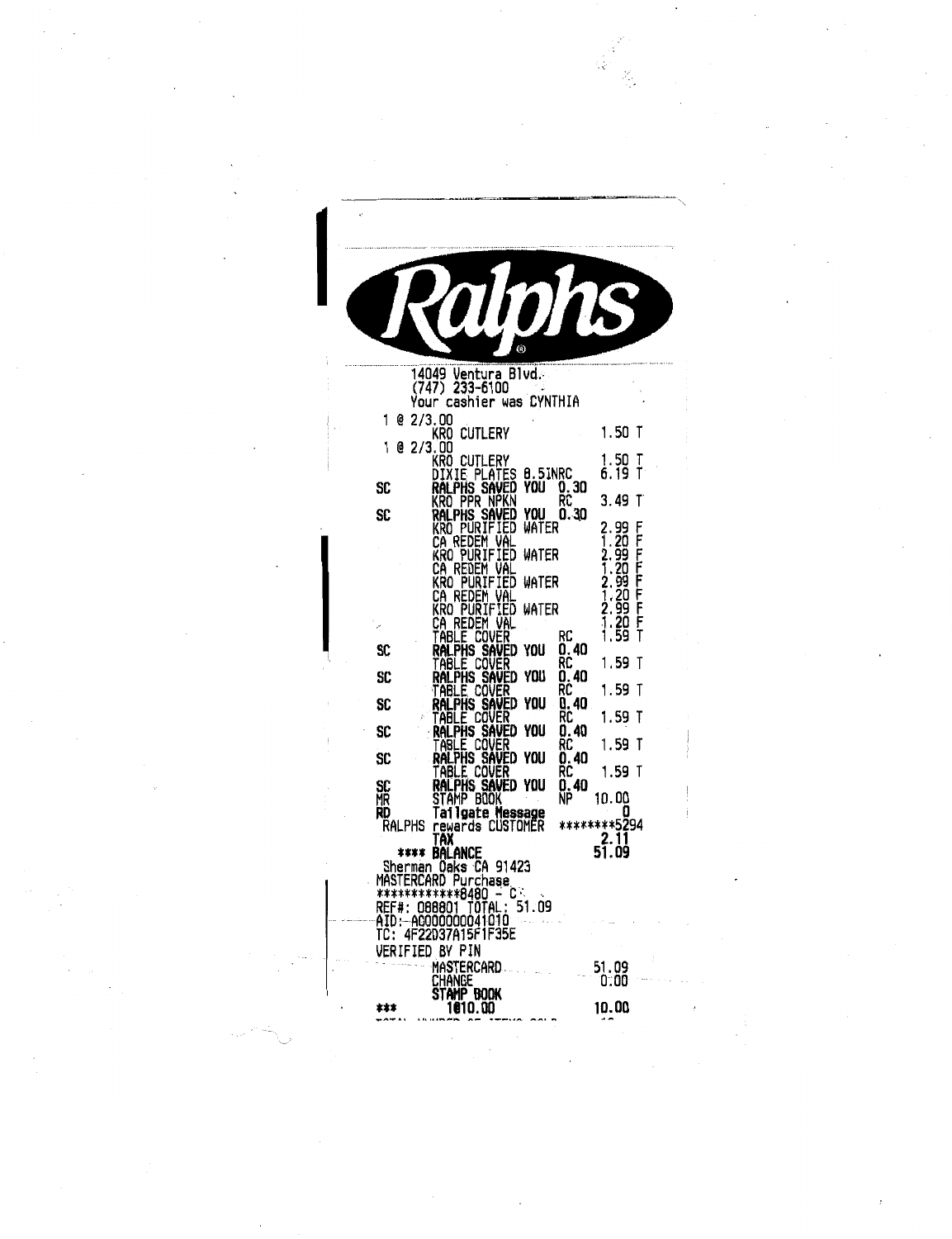# Ralphs

14049 Ventura Blvd.
(747) 233-6100
Your cashier was CYNTHIA

```
1 @ 2/3.00
       KRO CUTLERY                      1.50 T
1 @ 2/3.00
       KRO CUTLERY                      1.50 T
       DIXIE PLATES 8.5INRC             6.19 T
SC     RALPHS SAVED YOU  0.30
       KRO PPR NPKN       RC            3.49 T
SC     RALPHS SAVED YOU  0.30
       KRO PURIFIED WATER               2.99 F
       CA REDEM VAL                     1.20 F
       KRO PURIFIED WATER               2.99 F
       CA REDEM VAL                     1.20 F
       KRO PURIFIED WATER               2.99 F
       CA REDEM VAL                     1.20 F
       KRO PURIFIED WATER               2.99 F
       CA REDEM VAL                     1.20 F
       TABLE COVER        RC            1.59 T
SC     RALPHS SAVED YOU  0.40
       TABLE COVER        RC            1.59 T
SC     RALPHS SAVED YOU  0.40
       TABLE COVER        RC            1.59 T
SC     RALPHS SAVED YOU  0.40
       TABLE COVER        RC            1.59 T
SC     RALPHS SAVED YOU  0.40
       TABLE COVER        RC            1.59 T
SC     RALPHS SAVED YOU  0.40
       TABLE COVER        RC            1.59 T
SC     RALPHS SAVED YOU  0.40
MR     STAMP BOOK         NP           10.00
RD     Tailgate Message                    0
RALPHS rewards CUSTOMER          ********5294
       TAX                              2.11
  **** BALANCE                         51.09
Sherman Oaks CA 91423
MASTERCARD Purchase
************8480 - C
REF#: 088801 TOTAL: 51.09
AID: A0000000041010
TC: 4F22D37A15F1F35E
VERIFIED BY PIN
       MASTERCARD                      51.09
       CHANGE                           0.00
       STAMP BOOK
***    1@10.00                         10.00
```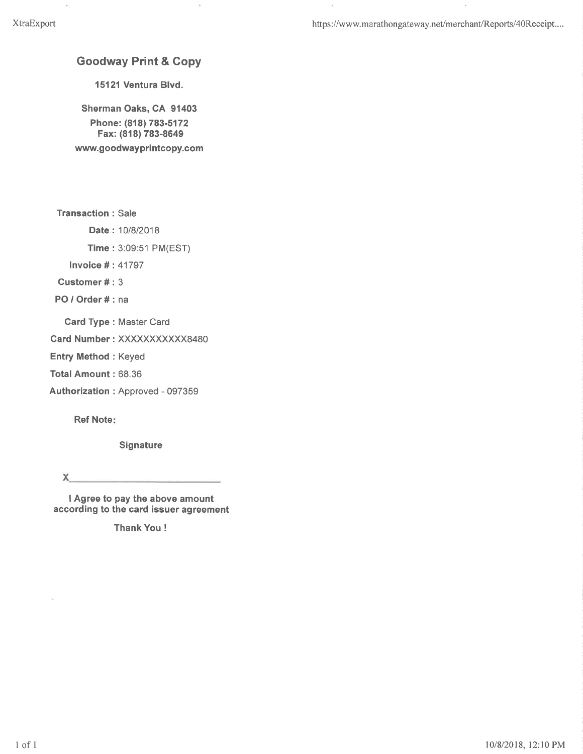## Goodway Print & Copy

**15121 Ventura Blvd.**

**Sherman Oaks, CA 91403**

**Phone: (818) 783-5172**

**Fax: (818) 783-8649**

**www.goodwayprintcopy.com**

**Transaction :** Sale

**Date :** 10/8/2018

**Time :** 3:09:51 PM(EST)

**Invoice # :** 41797

**Customer # :** 3

**PO / Order # :** na

**Card Type :** Master Card

**Card Number :** XXXXXXXXXXXX8480

**Entry Method :** Keyed

**Total Amount :** 68.36

**Authorization :** Approved - 097359

**Ref Note:**

**Signature**

X___________________________

**I Agree to pay the above amount according to the card issuer agreement**

**Thank You !**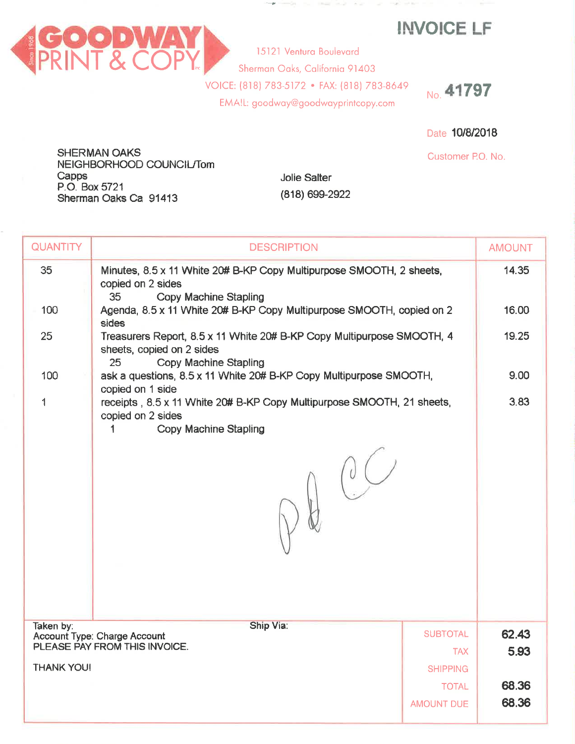# GOODWAY PRINT & COPY

Since 1968

15121 Ventura Boulevard
Sherman Oaks, California 91403
VOICE: (818) 783-5172 • FAX: (818) 783-8649
EMAIL: goodway@goodwayprintcopy.com

## INVOICE LF

No. **41797**

Date **10/8/2018**

Customer P.O. No.

SHERMAN OAKS
NEIGHBORHOOD COUNCIL/Tom
Capps
P.O. Box 5721
Sherman Oaks Ca 91413

Jolie Salter
(818) 699-2922

| QUANTITY | DESCRIPTION | AMOUNT |
|---|---|---|
| 35 | Minutes, 8.5 x 11 White 20# B-KP Copy Multipurpose SMOOTH, 2 sheets, copied on 2 sides<br>35 Copy Machine Stapling | 14.35 |
| 100 | Agenda, 8.5 x 11 White 20# B-KP Copy Multipurpose SMOOTH, copied on 2 sides | 16.00 |
| 25 | Treasurers Report, 8.5 x 11 White 20# B-KP Copy Multipurpose SMOOTH, 4 sheets, copied on 2 sides<br>25 Copy Machine Stapling | 19.25 |
| 100 | ask a questions, 8.5 x 11 White 20# B-KP Copy Multipurpose SMOOTH, copied on 1 side | 9.00 |
| 1 | receipts , 8.5 x 11 White 20# B-KP Copy Multipurpose SMOOTH, 21 sheets, copied on 2 sides<br>1 Copy Machine Stapling | 3.83 |

Pd CC

Taken by:
Account Type: Charge Account
PLEASE PAY FROM THIS INVOICE.

THANK YOU!

Ship Via:

| | |
|---|---|
| SUBTOTAL | 62.43 |
| TAX | 5.93 |
| SHIPPING | |
| TOTAL | 68.36 |
| AMOUNT DUE | 68.36 |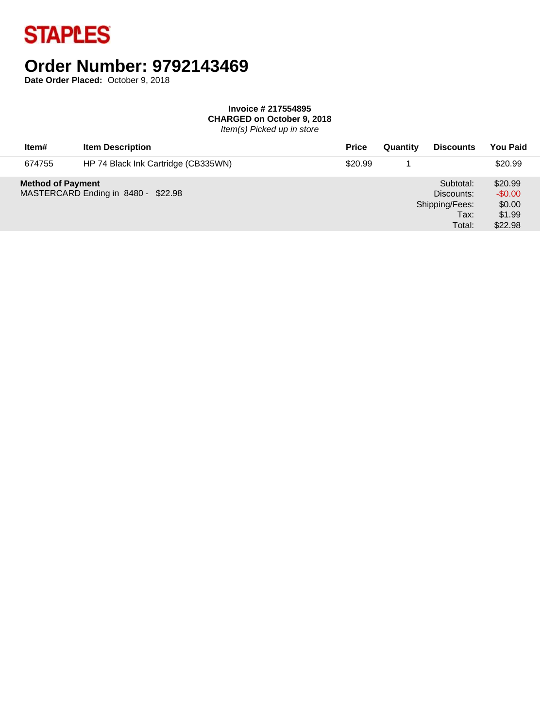**STAPLES**

# Order Number: 9792143469

**Date Order Placed:** October 9, 2018

**Invoice # 217554895**
**CHARGED on October 9, 2018**
*Item(s) Picked up in store*

| Item# | Item Description | Price | Quantity | Discounts | You Paid |
|---|---|---|---|---|---|
| 674755 | HP 74 Black Ink Cartridge (CB335WN) | $20.99 | 1 | | $20.99 |

**Method of Payment**
MASTERCARD Ending in 8480 - $22.98

| | |
|---|---|
| Subtotal: | $20.99 |
| Discounts: | -$0.00 |
| Shipping/Fees: | $0.00 |
| Tax: | $1.99 |
| Total: | $22.98 |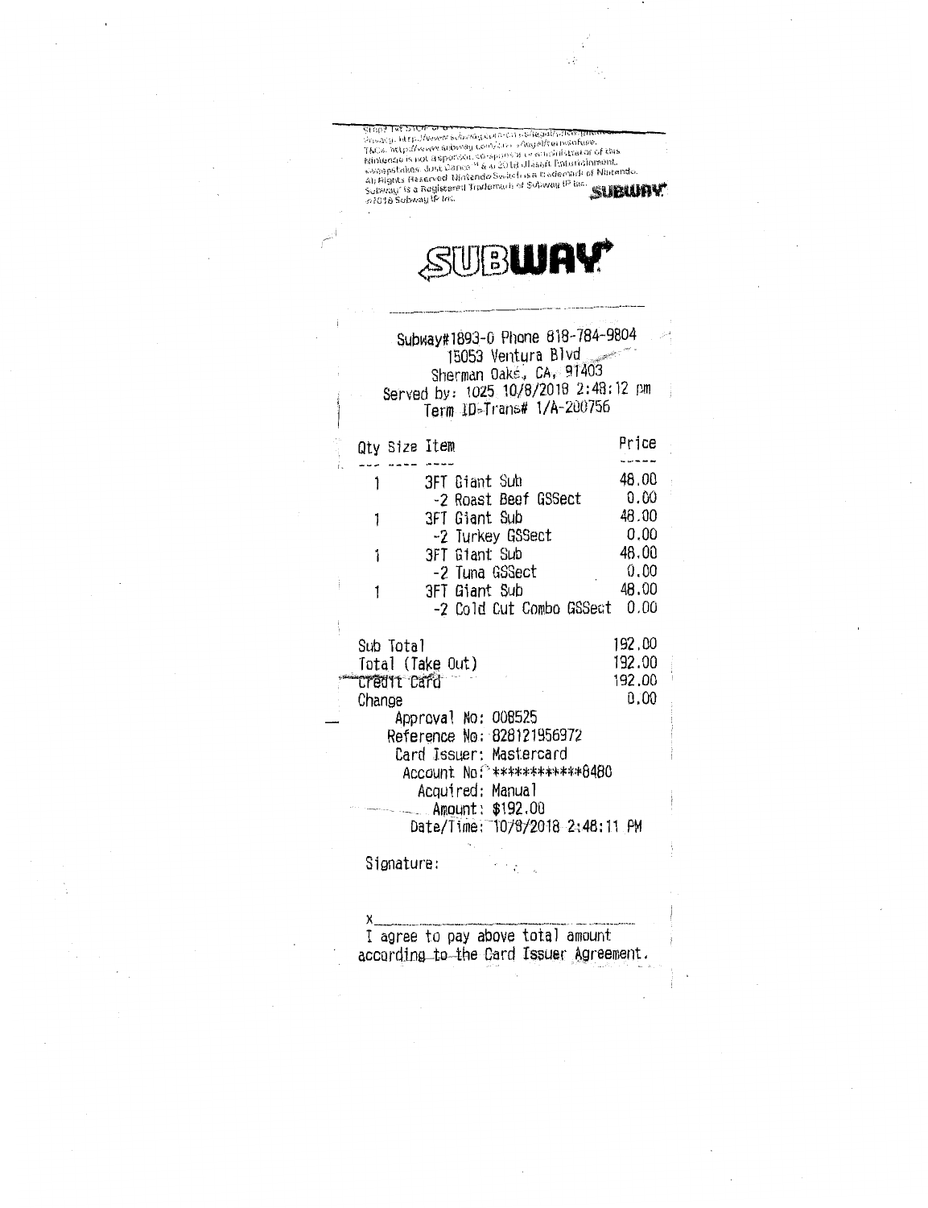Step: The Store or a ... Privacy: http://www.subway.com/... /legal/... TMCs: http://www.subway.com/... /legal/termsofuse. Nintendo is not a sponsor, co-sponsor or co-administrator of this sweepstakes. Just Dance ® & © 2018 Ubisoft Entertainment. All Rights Reserved. Nintendo Switch is a trademark of Nintendo. Subway® is a Registered Trademark of Subway IP Inc. ©2018 Subway IP Inc.

SUBWAY

# SUBWAY

Subway#1893-0 Phone 818-784-9804
15053 Ventura Blvd
Sherman Oaks, CA, 91403
Served by: 1025 10/8/2018 2:48:12 pm
Term ID-Trans# 1/A-200756

| Qty | Size | Item | Price |
|---|---|---|---|
| 1 | | 3FT Giant Sub | 48.00 |
| | | -2 Roast Beef GSSect | 0.00 |
| 1 | | 3FT Giant Sub | 48.00 |
| | | -2 Turkey GSSect | 0.00 |
| 1 | | 3FT Giant Sub | 48.00 |
| | | -2 Tuna GSSect | 0.00 |
| 1 | | 3FT Giant Sub | 48.00 |
| | | -2 Cold Cut Combo GSSect | 0.00 |

| | |
|---|---|
| Sub Total | 192.00 |
| Total (Take Out) | 192.00 |
| Credit Card | 192.00 |
| Change | 0.00 |

Approval No: 008525
Reference No: 828121956972
Card Issuer: Mastercard
Account No: ************8480
Acquired: Manual
Amount: $192.00
Date/Time: 10/8/2018 2:48:11 PM

Signature:

x\_\_\_\_\_\_\_\_\_\_\_\_\_\_\_\_\_\_\_\_\_\_\_\_\_\_\_\_\_\_
I agree to pay above total amount according to the Card Issuer Agreement.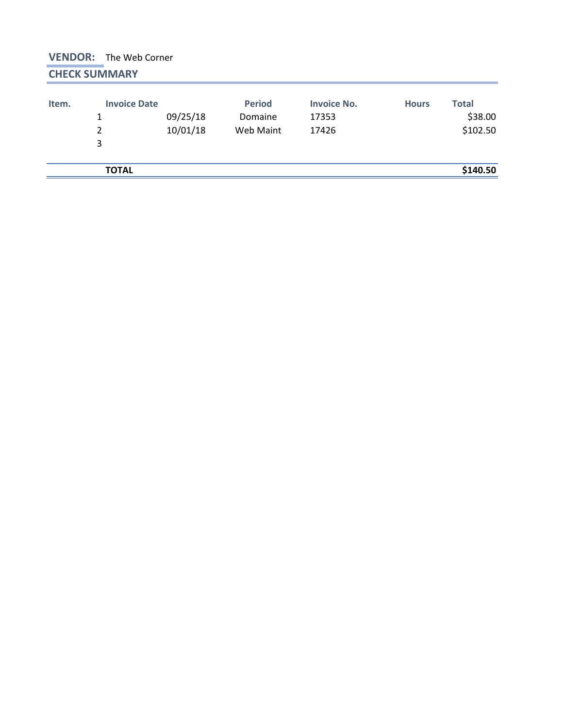**VENDOR:** The Web Corner

**CHECK SUMMARY**

| Item. | Invoice Date | Period | Invoice No. | Hours | Total |
|---|---|---|---|---|---|
| 1 | 09/25/18 | Domaine | 17353 | | $38.00 |
| 2 | 10/01/18 | Web Maint | 17426 | | $102.50 |
| 3 | | | | | |
| **TOTAL** | | | | | **$140.50** |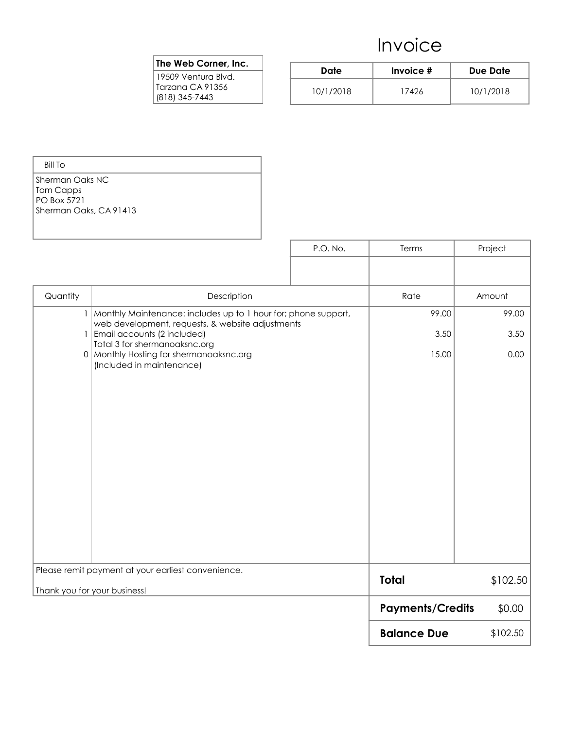# Invoice

**The Web Corner, Inc.**
19509 Ventura Blvd.
Tarzana CA 91356
(818) 345-7443

| Date | Invoice # | Due Date |
| --- | --- | --- |
| 10/1/2018 | 17426 | 10/1/2018 |

| Bill To |
| --- |
| Sherman Oaks NC<br>Tom Capps<br>PO Box 5721<br>Sherman Oaks, CA 91413 |

| P.O. No. | Terms | Project |
| --- | --- | --- |
| | | |

| Quantity | Description | Rate | Amount |
| --- | --- | --- | --- |
| 1 | Monthly Maintenance: includes up to 1 hour for; phone support, web development, requests, & website adjustments | 99.00 | 99.00 |
| 1 | Email accounts (2 included)<br>Total 3 for shermanoaksnc.org | 3.50 | 3.50 |
| 0 | Monthly Hosting for shermanoaksnc.org<br>(Included in maintenance) | 15.00 | 0.00 |

Please remit payment at your earliest convenience.

Thank you for your business!

| | |
| --- | --- |
| **Total** | $102.50 |
| **Payments/Credits** | $0.00 |
| **Balance Due** | $102.50 |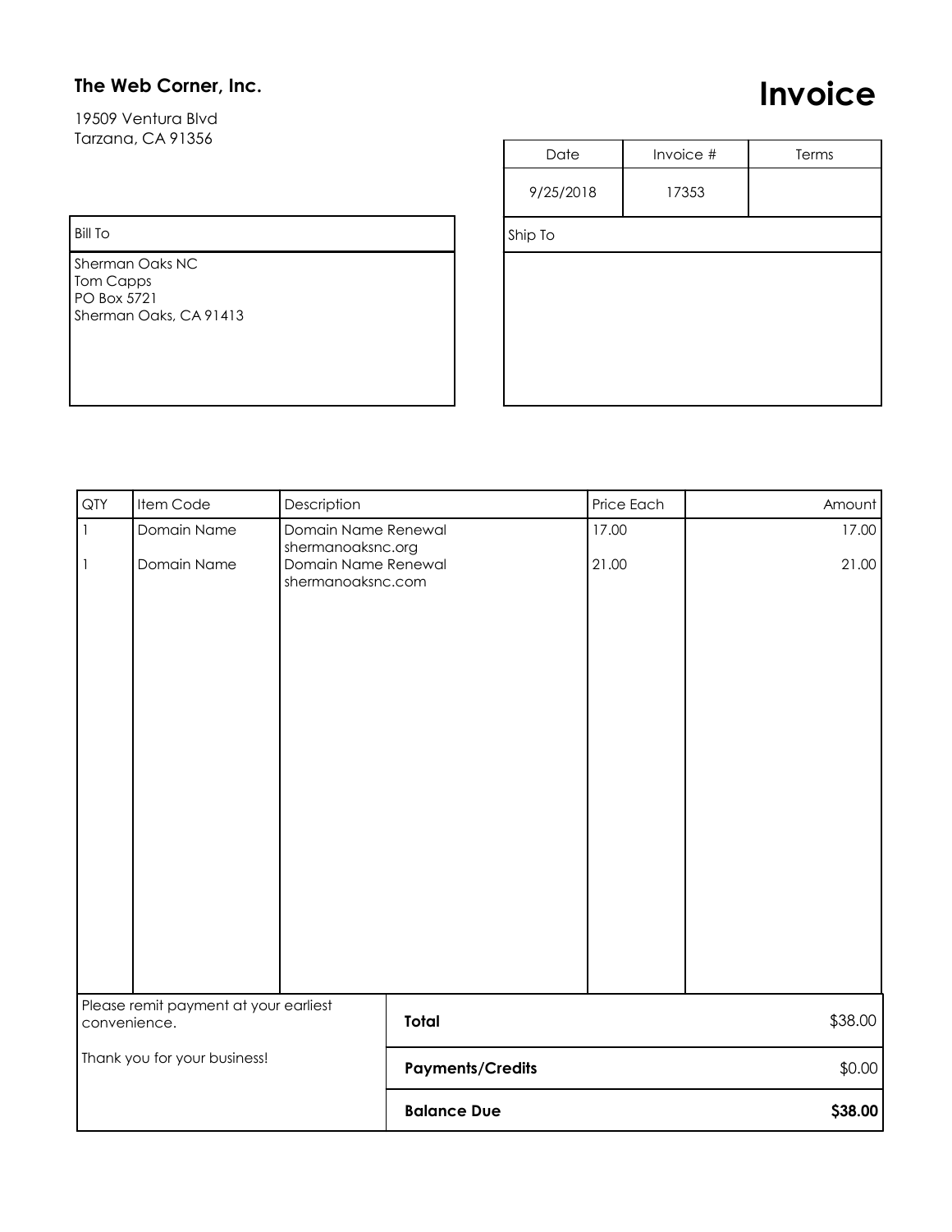**The Web Corner, Inc.**

19509 Ventura Blvd
Tarzana, CA 91356

# Invoice

| Date | Invoice # | Terms |
| --- | --- | --- |
| 9/25/2018 | 17353 | |

| Bill To |
| --- |
| Sherman Oaks NC<br>Tom Capps<br>PO Box 5721<br>Sherman Oaks, CA 91413 |

| Ship To |
| --- |
| |

| QTY | Item Code | Description | Price Each | Amount |
| --- | --- | --- | --- | --- |
| 1 | Domain Name | Domain Name Renewal<br>shermanoaksnc.org | 17.00 | 17.00 |
| 1 | Domain Name | Domain Name Renewal<br>shermanoaksnc.com | 21.00 | 21.00 |

Please remit payment at your earliest convenience.

Thank you for your business!

| | |
| --- | --- |
| **Total** | $38.00 |
| **Payments/Credits** | $0.00 |
| **Balance Due** | **$38.00** |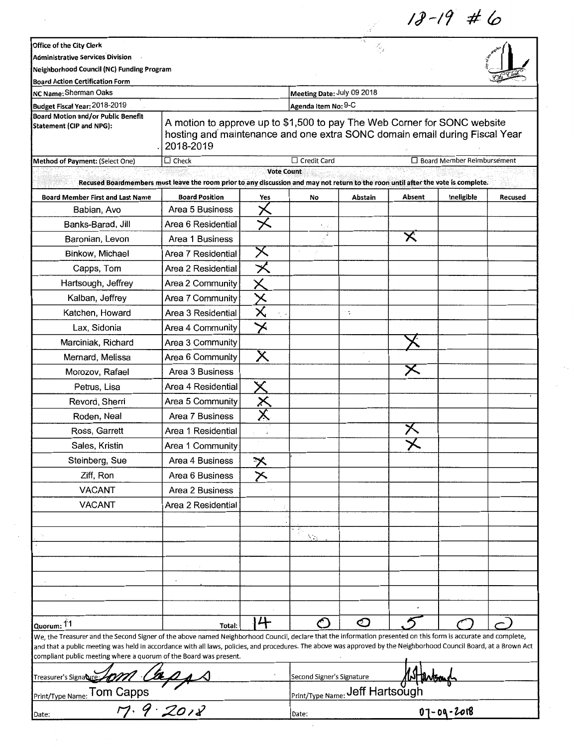18-19 #6

Office of the City Clerk
Administrative Services Division
Neighborhood Council (NC) Funding Program
Board Action Certification Form

| | | | |
|---|---|---|---|
| NC Name: Sherman Oaks | | Meeting Date: July 09 2018 | |
| Budget Fiscal Year: 2018-2019 | | Agenda Item No: 9-C | |
| Board Motion and/or Public Benefit Statement (CIP and NPG): | A motion to approve up to $1,500 to pay The Web Corner for SONC website hosting and maintenance and one extra SONC domain email during Fiscal Year 2018-2019 | | |
| Method of Payment: (Select One) | ☐ Check | ☐ Credit Card | ☐ Board Member Reimbursement |

**Vote Count**

Recused Boardmembers must leave the room prior to any discussion and may not return to the roon until after the vote is complete.

| Board Member First and Last Name | Board Position | Yes | No | Abstain | Absent | Ineligible | Recused |
|---|---|---|---|---|---|---|---|
| Babian, Avo | Area 5 Business | X | | | | | |
| Banks-Barad, Jill | Area 6 Residential | X | | | | | |
| Baronian, Levon | Area 1 Business | | | | X | | |
| Binkow, Michael | Area 7 Residential | X | | | | | |
| Capps, Tom | Area 2 Residential | X | | | | | |
| Hartsough, Jeffrey | Area 2 Community | X | | | | | |
| Kalban, Jeffrey | Area 7 Community | X | | | | | |
| Katchen, Howard | Area 3 Residential | X | | | | | |
| Lax, Sidonia | Area 4 Community | X | | | | | |
| Marciniak, Richard | Area 3 Community | | | | X | | |
| Mernard, Melissa | Area 6 Community | X | | | | | |
| Morozov, Rafael | Area 3 Business | | | | X | | |
| Petrus, Lisa | Area 4 Residential | X | | | | | |
| Revord, Sherri | Area 5 Community | X | | | | | |
| Roden, Neal | Area 7 Business | X | | | | | |
| Ross, Garrett | Area 1 Residential | | | | X | | |
| Sales, Kristin | Area 1 Community | | | | X | | |
| Steinberg, Sue | Area 4 Business | X | | | | | |
| Ziff, Ron | Area 6 Business | X | | | | | |
| VACANT | Area 2 Business | | | | | | |
| VACANT | Area 2 Residential | | | | | | |
| Quorum: 11 | Total: | 14 | 0 | 0 | 5 | 0 | 0 |

We, the Treasurer and the Second Signer of the above named Neighborhood Council, declare that the information presented on this form is accurate and complete, and that a public meeting was held in accordance with all laws, policies, and procedures. The above was approved by the Neighborhood Council Board, at a Brown Act compliant public meeting where a quorum of the Board was present.

| | |
|---|---|
| Treasurer's Signature: Tom Capps | Second Signer's Signature: JHartsough |
| Print/Type Name: Tom Capps | Print/Type Name: Jeff Hartsough |
| Date: 7·9·2018 | Date: 07-09-2018 |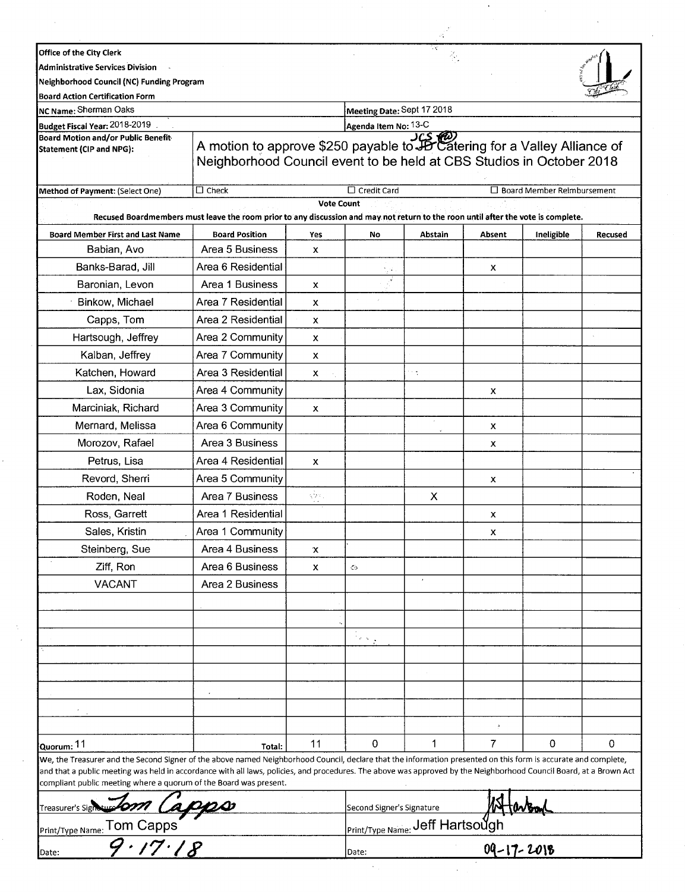Office of the City Clerk
Administrative Services Division
Neighborhood Council (NC) Funding Program
Board Action Certification Form

| | | | |
|---|---|---|---|
| NC Name: Sherman Oaks | | Meeting Date: Sept 17 2018 | |
| Budget Fiscal Year: 2018-2019 | | Agenda Item No: 13-C | |
| Board Motion and/or Public Benefit Statement (CIP and NPG): | A motion to approve $250 payable to ~~JB~~ JCS Catering for a Valley Alliance of Neighborhood Council event to be held at CBS Studios in October 2018 | | |
| Method of Payment: (Select One) | ☐ Check | ☐ Credit Card | ☐ Board Member Reimbursement |

**Vote Count**

Recused Boardmembers must leave the room prior to any discussion and may not return to the roon until after the vote is complete.

| Board Member First and Last Name | Board Position | Yes | No | Abstain | Absent | Ineligible | Recused |
|---|---|---|---|---|---|---|---|
| Babian, Avo | Area 5 Business | x | | | | | |
| Banks-Barad, Jill | Area 6 Residential | | | | x | | |
| Baronian, Levon | Area 1 Business | x | | | | | |
| Binkow, Michael | Area 7 Residential | x | | | | | |
| Capps, Tom | Area 2 Residential | x | | | | | |
| Hartsough, Jeffrey | Area 2 Community | x | | | | | |
| Kalban, Jeffrey | Area 7 Community | x | | | | | |
| Katchen, Howard | Area 3 Residential | x | | | | | |
| Lax, Sidonia | Area 4 Community | | | | x | | |
| Marciniak, Richard | Area 3 Community | x | | | | | |
| Mernard, Melissa | Area 6 Community | | | | x | | |
| Morozov, Rafael | Area 3 Business | | | | x | | |
| Petrus, Lisa | Area 4 Residential | x | | | | | |
| Revord, Sherri | Area 5 Community | | | | x | | |
| Roden, Neal | Area 7 Business | | | X | | | |
| Ross, Garrett | Area 1 Residential | | | | x | | |
| Sales, Kristin | Area 1 Community | | | | x | | |
| Steinberg, Sue | Area 4 Business | x | | | | | |
| Ziff, Ron | Area 6 Business | x | | | | | |
| VACANT | Area 2 Business | | | | | | |
| | | | | | | | |
| | | | | | | | |
| | | | | | | | |
| | | | | | | | |
| | | | | | | | |
| | | | | | | | |
| | | | | | | | |
| | | | | | | | |
| Quorum: 11 | Total: | 11 | 0 | 1 | 7 | 0 | 0 |

We, the Treasurer and the Second Signer of the above named Neighborhood Council, declare that the information presented on this form is accurate and complete, and that a public meeting was held in accordance with all laws, policies, and procedures. The above was approved by the Neighborhood Council Board, at a Brown Act compliant public meeting where a quorum of the Board was present.

| | |
|---|---|
| Treasurer's Signature: Tom Capps | Second Signer's Signature: JHartsough |
| Print/Type Name: Tom Capps | Print/Type Name: Jeff Hartsough |
| Date: 9.17.18 | Date: 09-17-2018 |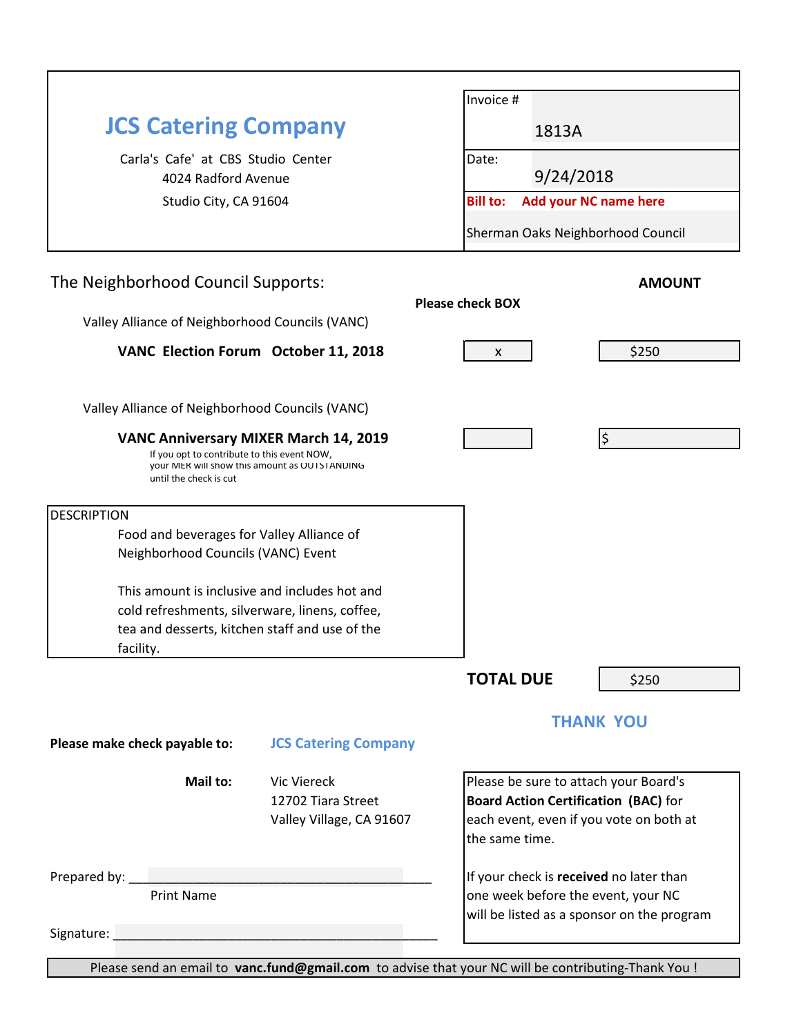## JCS Catering Company

Carla's Cafe' at CBS Studio Center
4024 Radford Avenue
Studio City, CA 91604

| | |
|---|---|
| Invoice # | 1813A |
| Date: | 9/24/2018 |
| **Bill to:** | **Add your NC name here** |
| | Sherman Oaks Neighborhood Council |

The Neighborhood Council Supports:

| | **Please check BOX** | **AMOUNT** |
|---|---|---|
| Valley Alliance of Neighborhood Councils (VANC) **VANC Election Forum October 11, 2018** | x | $250 |
| Valley Alliance of Neighborhood Councils (VANC) **VANC Anniversary MIXER March 14, 2019** If you opt to contribute to this event NOW, your MER will show this amount as OUTSTANDING until the check is cut | | $ |

DESCRIPTION

Food and beverages for Valley Alliance of Neighborhood Councils (VANC) Event

This amount is inclusive and includes hot and cold refreshments, silverware, linens, coffee, tea and desserts, kitchen staff and use of the facility.

**TOTAL DUE** $250

**THANK YOU**

**Please make check payable to:** JCS Catering Company

**Mail to:** Vic Viereck
12702 Tiara Street
Valley Village, CA 91607

Please be sure to attach your Board's **Board Action Certification (BAC)** for each event, even if you vote on both at the same time.

If your check is **received** no later than one week before the event, your NC will be listed as a sponsor on the program

Prepared by: ______________________________________
Print Name

Signature: ______________________________________

Please send an email to **vanc.fund@gmail.com** to advise that your NC will be contributing-Thank You !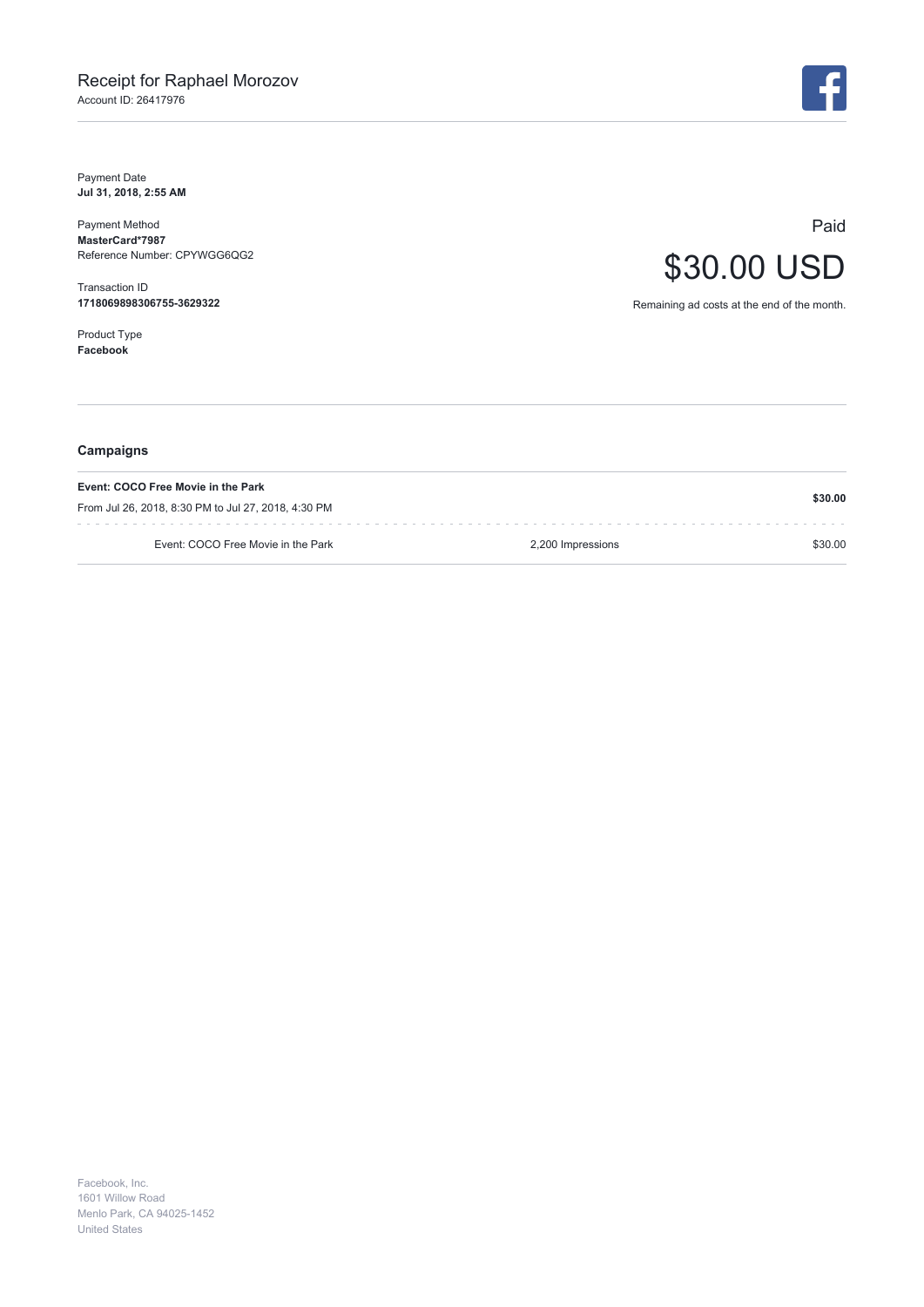# Receipt for Raphael Morozov

Account ID: 26417976

Payment Date
**Jul 31, 2018, 2:55 AM**

Payment Method
**MasterCard*7987**
Reference Number: CPYWGG6QG2

Transaction ID
**1718069898306755-3629322**

Product Type
**Facebook**

Paid

## $30.00 USD

Remaining ad costs at the end of the month.

### Campaigns

| **Event: COCO Free Movie in the Park**<br>From Jul 26, 2018, 8:30 PM to Jul 27, 2018, 4:30 PM | | **$30.00** |
|---|---|---|
| Event: COCO Free Movie in the Park | 2,200 Impressions | $30.00 |

Facebook, Inc.
1601 Willow Road
Menlo Park, CA 94025-1452
United States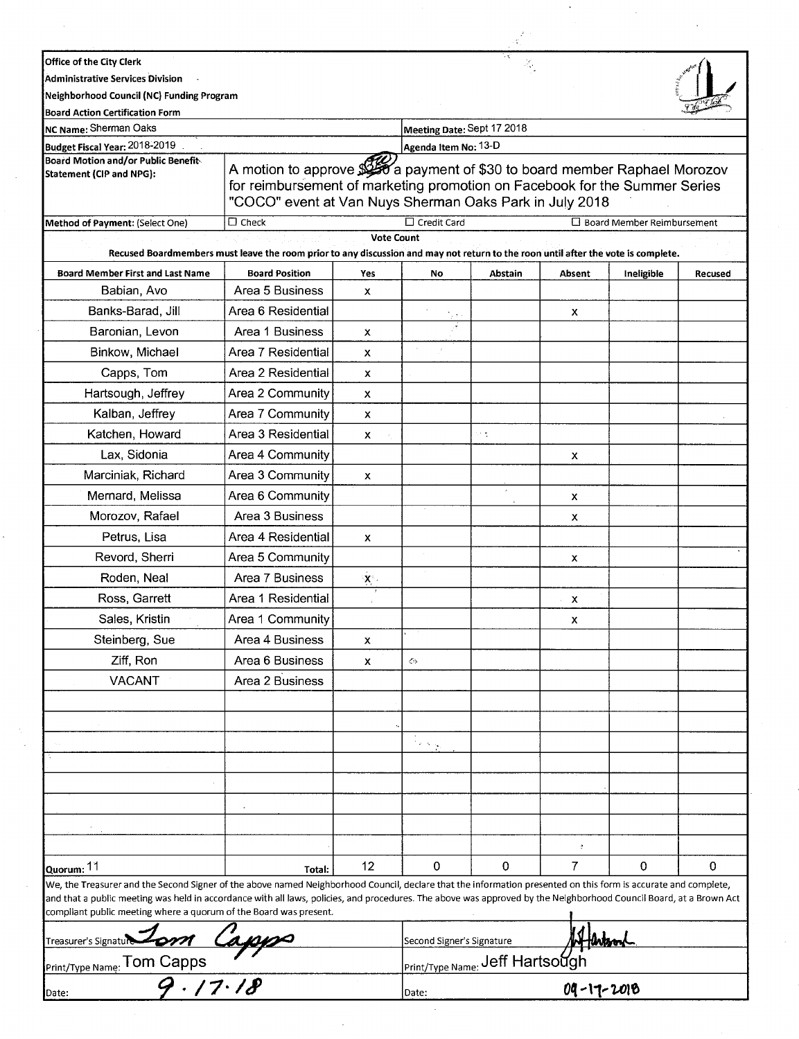Office of the City Clerk
Administrative Services Division
Neighborhood Council (NC) Funding Program
Board Action Certification Form

| | | | |
|---|---|---|---|
| **NC Name:** Sherman Oaks | | **Meeting Date:** Sept 17 2018 | |
| **Budget Fiscal Year:** 2018-2019 | | **Agenda Item No:** 13-D | |
| **Board Motion and/or Public Benefit Statement (CIP and NPG):** | A motion to approve ~~$250~~ a payment of $30 to board member Raphael Morozov for reimbursement of marketing promotion on Facebook for the Summer Series "COCO" event at Van Nuys Sherman Oaks Park in July 2018 | | |
| **Method of Payment:** (Select One) | ☐ Check | ☐ Credit Card | ☐ Board Member Reimbursement |

**Vote Count**

Recused Boardmembers must leave the room prior to any discussion and may not return to the roon until after the vote is complete.

| Board Member First and Last Name | Board Position | Yes | No | Abstain | Absent | Ineligible | Recused |
|---|---|---|---|---|---|---|---|
| Babian, Avo | Area 5 Business | x | | | | | |
| Banks-Barad, Jill | Area 6 Residential | | | | x | | |
| Baronian, Levon | Area 1 Business | x | | | | | |
| Binkow, Michael | Area 7 Residential | x | | | | | |
| Capps, Tom | Area 2 Residential | x | | | | | |
| Hartsough, Jeffrey | Area 2 Community | x | | | | | |
| Kalban, Jeffrey | Area 7 Community | x | | | | | |
| Katchen, Howard | Area 3 Residential | x | | | | | |
| Lax, Sidonia | Area 4 Community | | | | x | | |
| Marciniak, Richard | Area 3 Community | x | | | | | |
| Menard, Melissa | Area 6 Community | | | | x | | |
| Morozov, Rafael | Area 3 Business | | | | x | | |
| Petrus, Lisa | Area 4 Residential | x | | | | | |
| Revord, Sherri | Area 5 Community | | | | x | | |
| Roden, Neal | Area 7 Business | x | | | | | |
| Ross, Garrett | Area 1 Residential | | | | x | | |
| Sales, Kristin | Area 1 Community | | | | x | | |
| Steinberg, Sue | Area 4 Business | x | | | | | |
| Ziff, Ron | Area 6 Business | x | | | | | |
| VACANT | Area 2 Business | | | | | | |
| | | | | | | | |
| | | | | | | | |
| | | | | | | | |
| | | | | | | | |
| | | | | | | | |
| | | | | | | | |
| | | | | | | | |
| | | | | | | | |
| Quorum: 11 | Total: | 12 | 0 | 0 | 7 | 0 | 0 |

We, the Treasurer and the Second Signer of the above named Neighborhood Council, declare that the information presented on this form is accurate and complete, and that a public meeting was held in accordance with all laws, policies, and procedures. The above was approved by the Neighborhood Council Board, at a Brown Act compliant public meeting where a quorum of the Board was present.

| | |
|---|---|
| Treasurer's Signature: Tom Capps | Second Signer's Signature: J Hartsough |
| Print/Type Name: Tom Capps | Print/Type Name: Jeff Hartsough |
| Date: 9.17.18 | Date: 09-17-2018 |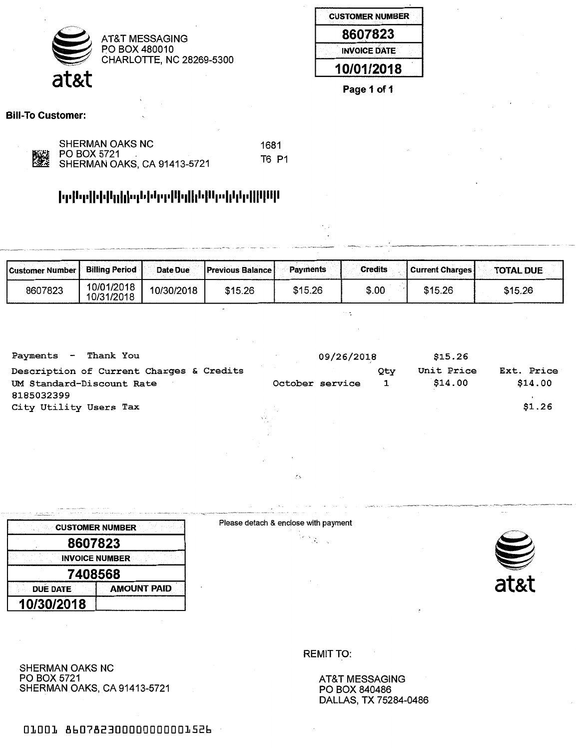AT&T MESSAGING
PO BOX 480010
CHARLOTTE, NC 28269-5300

| CUSTOMER NUMBER |
|---|
| 8607823 |
| INVOICE DATE |
| 10/01/2018 |

Page 1 of 1

**Bill-To Customer:**

SHERMAN OAKS NC
PO BOX 5721
SHERMAN OAKS, CA 91413-5721

1681
T6 P1

| Customer Number | Billing Period | Date Due | Previous Balance | Payments | Credits | Current Charges | TOTAL DUE |
|---|---|---|---|---|---|---|---|
| 8607823 | 10/01/2018 10/31/2018 | 10/30/2018 | $15.26 | $15.26 | $.00 | $15.26 | $15.26 |

| Payments - Thank You | | 09/26/2018 | | $15.26 | |
|---|---|---|---|---|---|
| Description of Current Charges & Credits | | | Qty | Unit Price | Ext. Price |
| UM Standard-Discount Rate | October service | | 1 | $14.00 | $14.00 |
| 8185032399 | | | | | |
| City Utility Users Tax | | | | | $1.26 |

Please detach & enclose with payment

| CUSTOMER NUMBER | |
|---|---|
| 8607823 | |
| INVOICE NUMBER | |
| 7408568 | |
| DUE DATE | AMOUNT PAID |
| 10/30/2018 | |

SHERMAN OAKS NC
PO BOX 5721
SHERMAN OAKS, CA 91413-5721

REMIT TO:

AT&T MESSAGING
PO BOX 840486
DALLAS, TX 75284-0486

01001 86078230000000001526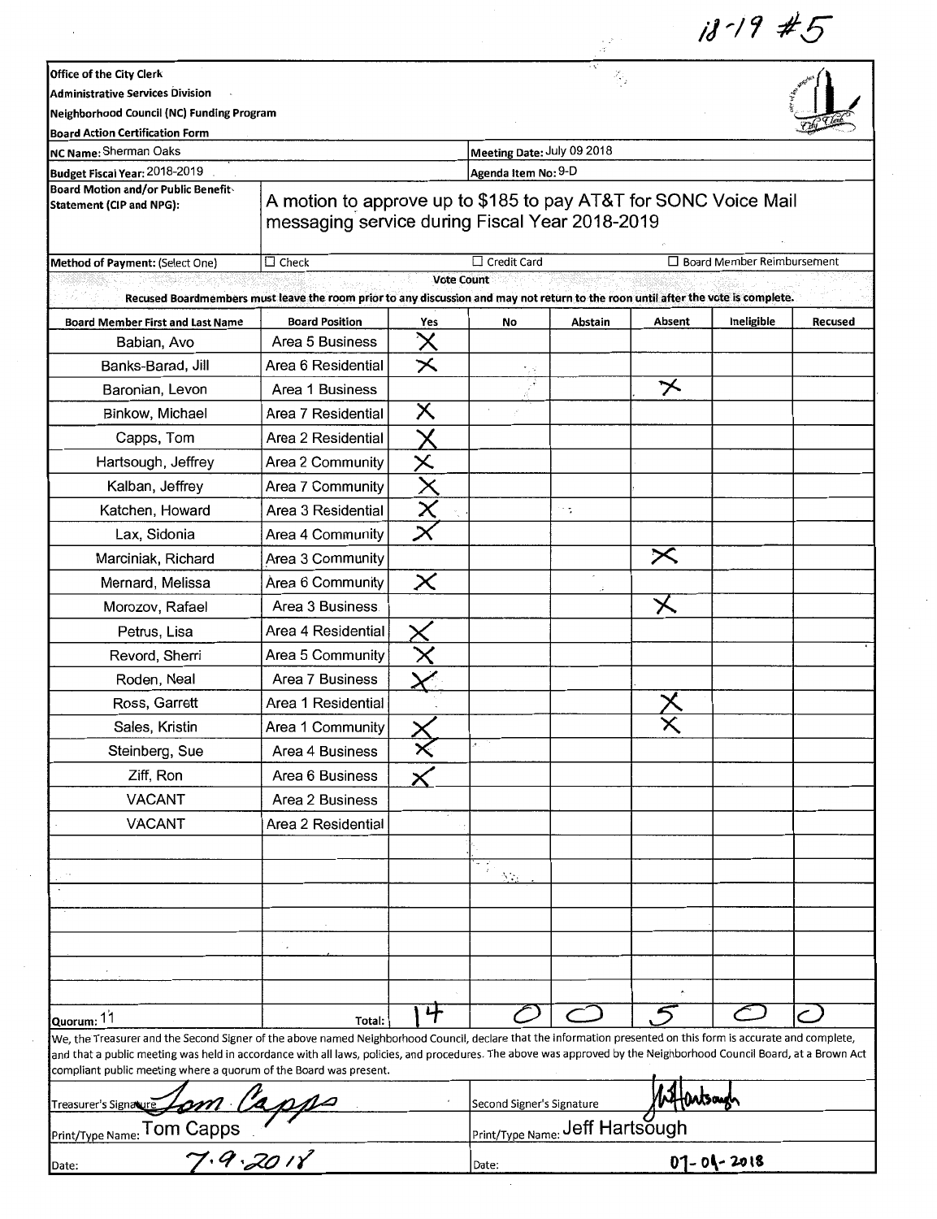18-19 #5

Office of the City Clerk
Administrative Services Division
Neighborhood Council (NC) Funding Program
**Board Action Certification Form**

| | | | |
|---|---|---|---|
| **NC Name:** Sherman Oaks | | **Meeting Date:** July 09 2018 | |
| **Budget Fiscal Year:** 2018-2019 | | **Agenda Item No:** 9-D | |
| **Board Motion and/or Public Benefit Statement (CIP and NPG):** | A motion to approve up to $185 to pay AT&T for SONC Voice Mail messaging service during Fiscal Year 2018-2019 | | |
| **Method of Payment:** (Select One) | ☐ Check | ☐ Credit Card | ☐ Board Member Reimbursement |

**Vote Count**

**Recused Boardmembers must leave the room prior to any discussion and may not return to the roon until after the vote is complete.**

| Board Member First and Last Name | Board Position | Yes | No | Abstain | Absent | Ineligible | Recused |
|---|---|---|---|---|---|---|---|
| Babian, Avo | Area 5 Business | X | | | | | |
| Banks-Barad, Jill | Area 6 Residential | X | | | | | |
| Baronian, Levon | Area 1 Business | | | | X | | |
| Binkow, Michael | Area 7 Residential | X | | | | | |
| Capps, Tom | Area 2 Residential | X | | | | | |
| Hartsough, Jeffrey | Area 2 Community | X | | | | | |
| Kalban, Jeffrey | Area 7 Community | X | | | | | |
| Katchen, Howard | Area 3 Residential | X | | | | | |
| Lax, Sidonia | Area 4 Community | X | | | | | |
| Marciniak, Richard | Area 3 Community | | | | X | | |
| Mernard, Melissa | Area 6 Community | X | | | | | |
| Morozov, Rafael | Area 3 Business | | | | X | | |
| Petrus, Lisa | Area 4 Residential | X | | | | | |
| Revord, Sherri | Area 5 Community | X | | | | | |
| Roden, Neal | Area 7 Business | X | | | | | |
| Ross, Garrett | Area 1 Residential | | | | X | | |
| Sales, Kristin | Area 1 Community | X | | | X | | |
| Steinberg, Sue | Area 4 Business | X | | | | | |
| Ziff, Ron | Area 6 Business | X | | | | | |
| VACANT | Area 2 Business | | | | | | |
| VACANT | Area 2 Residential | | | | | | |
| | | | | | | | |
| | | | | | | | |
| | | | | | | | |
| | | | | | | | |
| | | | | | | | |
| | | | | | | | |
| | | | | | | | |
| Quorum: 11 | Total: | 14 | 0 | 0 | 5 | 0 | 0 |

We, the Treasurer and the Second Signer of the above named Neighborhood Council, declare that the information presented on this form is accurate and complete, and that a public meeting was held in accordance with all laws, policies, and procedures. The above was approved by the Neighborhood Council Board, at a Brown Act compliant public meeting where a quorum of the Board was present.

| | |
|---|---|
| Treasurer's Signature: Tom Capps | Second Signer's Signature: JHartsough |
| Print/Type Name: Tom Capps | Print/Type Name: Jeff Hartsough |
| Date: 7.9.2018 | Date: 07-09-2018 |